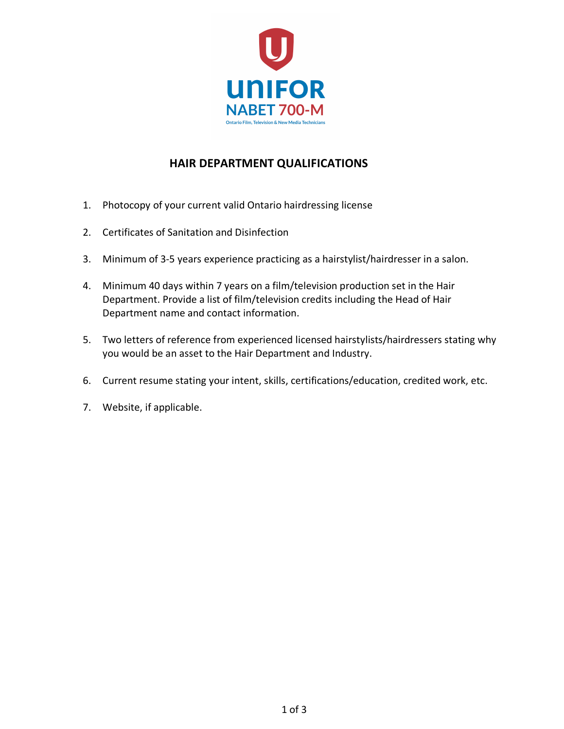UNIFOR
NABET 700-M
Ontario Film, Television & New Media Technicians

## HAIR DEPARTMENT QUALIFICATIONS

1. Photocopy of your current valid Ontario hairdressing license
2. Certificates of Sanitation and Disinfection
3. Minimum of 3-5 years experience practicing as a hairstylist/hairdresser in a salon.
4. Minimum 40 days within 7 years on a film/television production set in the Hair Department. Provide a list of film/television credits including the Head of Hair Department name and contact information.
5. Two letters of reference from experienced licensed hairstylists/hairdressers stating why you would be an asset to the Hair Department and Industry.
6. Current resume stating your intent, skills, certifications/education, credited work, etc.
7. Website, if applicable.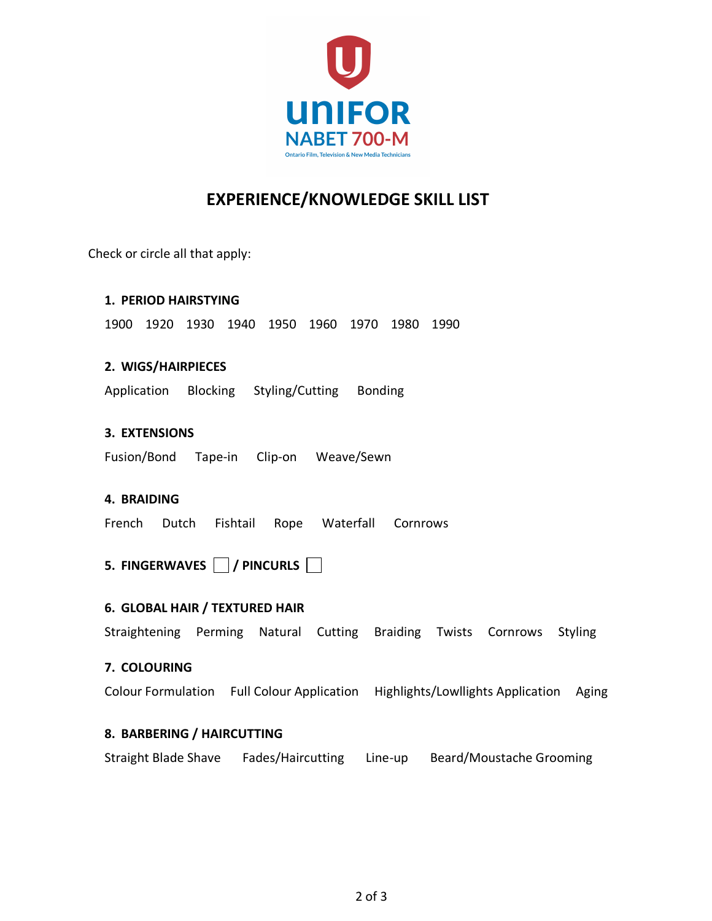UNIFOR
NABET 700-M
Ontario Film, Television & New Media Technicians

# EXPERIENCE/KNOWLEDGE SKILL LIST

Check or circle all that apply:

**1. PERIOD HAIRSTYING**

1900 1920 1930 1940 1950 1960 1970 1980 1990

**2. WIGS/HAIRPIECES**

Application Blocking Styling/Cutting Bonding

**3. EXTENSIONS**

Fusion/Bond Tape-in Clip-on Weave/Sewn

**4. BRAIDING**

French Dutch Fishtail Rope Waterfall Cornrows

**5. FINGERWAVES ☐ / PINCURLS ☐**

**6. GLOBAL HAIR / TEXTURED HAIR**

Straightening Perming Natural Cutting Braiding Twists Cornrows Styling

**7. COLOURING**

Colour Formulation Full Colour Application Highlights/Lowllights Application Aging

**8. BARBERING / HAIRCUTTING**

Straight Blade Shave Fades/Haircutting Line-up Beard/Moustache Grooming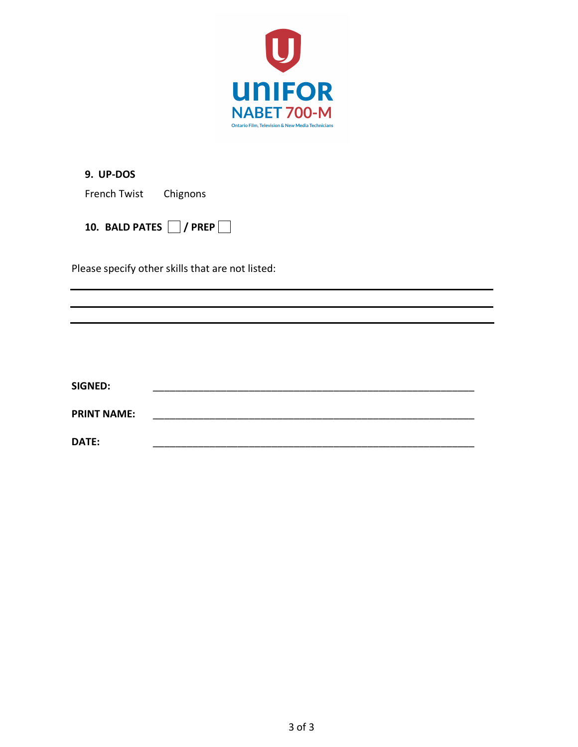UNIFOR
NABET 700-M
Ontario Film, Television & New Media Technicians

**9. UP-DOS**

French Twist    Chignons

**10. BALD PATES** ☐ **/ PREP** ☐

Please specify other skills that are not listed:

______________________________________________________________

______________________________________________________________

______________________________________________________________

**SIGNED:** ______________________________________________________________

**PRINT NAME:** ______________________________________________________________

**DATE:** ______________________________________________________________